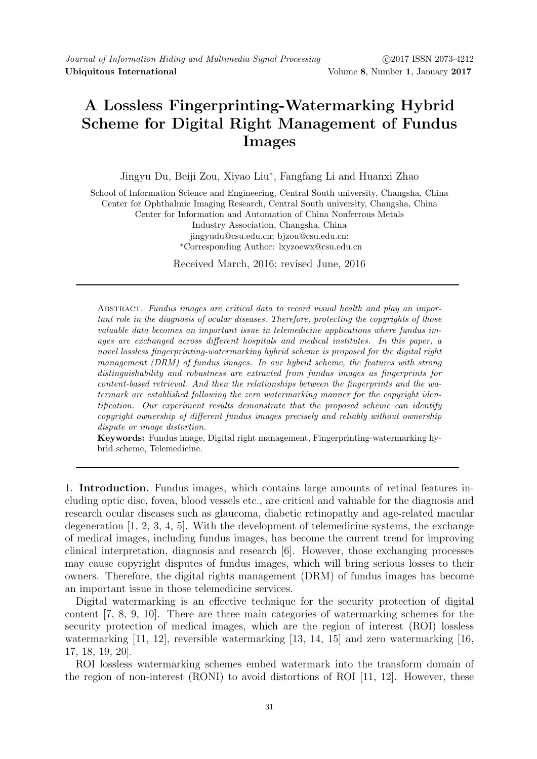# A Lossless Fingerprinting-Watermarking Hybrid Scheme for Digital Right Management of Fundus Images

Jingyu Du, Beiji Zou, Xiyao Liu*, Fangfang Li and Huanxi Zhao

School of Information Science and Engineering, Central South university, Changsha, China
Center for Ophthalmic Imaging Research, Central South university, Changsha, China
Center for Information and Automation of China Nonferrous Metals
Industry Association, Changsha, China
jingyudu@csu.edu.cn; bjzou@csu.edu.cn;
*Corresponding Author: lxyzoewx@csu.edu.cn

Received March, 2016; revised June, 2016

Abstract. *Fundus images are critical data to record visual health and play an important role in the diagnosis of ocular diseases. Therefore, protecting the copyrights of those valuable data becomes an important issue in telemedicine applications where fundus images are exchanged across different hospitals and medical institutes. In this paper, a novel lossless fingerprinting-watermarking hybrid scheme is proposed for the digital right management (DRM) of fundus images. In our hybrid scheme, the features with strong distinguishability and robustness are extracted from fundus images as fingerprints for content-based retrieval. And then the relationships between the fingerprints and the watermark are established following the zero watermarking manner for the copyright identification. Our experiment results demonstrate that the proposed scheme can identify copyright ownership of different fundus images precisely and reliably without ownership dispute or image distortion.*

**Keywords:** Fundus image, Digital right management, Fingerprinting-watermarking hybrid scheme, Telemedicine.

1. **Introduction.** Fundus images, which contains large amounts of retinal features including optic disc, fovea, blood vessels etc., are critical and valuable for the diagnosis and research ocular diseases such as glaucoma, diabetic retinopathy and age-related macular degeneration [1, 2, 3, 4, 5]. With the development of telemedicine systems, the exchange of medical images, including fundus images, has become the current trend for improving clinical interpretation, diagnosis and research [6]. However, those exchanging processes may cause copyright disputes of fundus images, which will bring serious losses to their owners. Therefore, the digital rights management (DRM) of fundus images has become an important issue in those telemedicine services.

Digital watermarking is an effective technique for the security protection of digital content [7, 8, 9, 10]. There are three main categories of watermarking schemes for the security protection of medical images, which are the region of interest (ROI) lossless watermarking [11, 12], reversible watermarking [13, 14, 15] and zero watermarking [16, 17, 18, 19, 20].

ROI lossless watermarking schemes embed watermark into the transform domain of the region of non-interest (RONI) to avoid distortions of ROI [11, 12]. However, these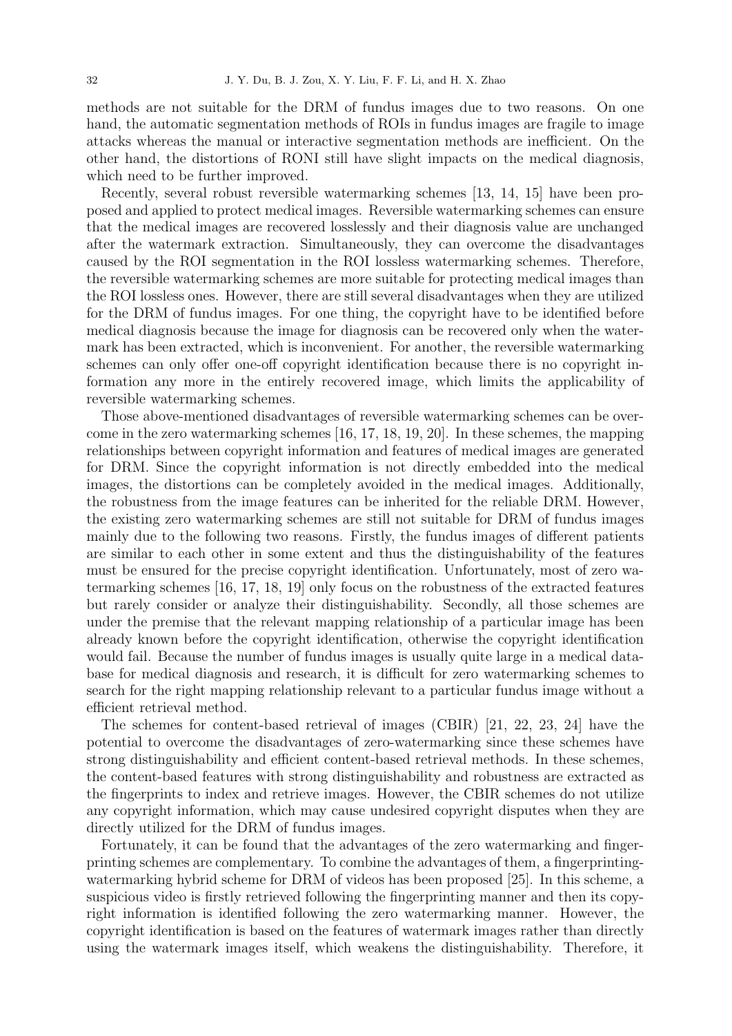methods are not suitable for the DRM of fundus images due to two reasons. On one hand, the automatic segmentation methods of ROIs in fundus images are fragile to image attacks whereas the manual or interactive segmentation methods are inefficient. On the other hand, the distortions of RONI still have slight impacts on the medical diagnosis, which need to be further improved.

Recently, several robust reversible watermarking schemes [13, 14, 15] have been proposed and applied to protect medical images. Reversible watermarking schemes can ensure that the medical images are recovered losslessly and their diagnosis value are unchanged after the watermark extraction. Simultaneously, they can overcome the disadvantages caused by the ROI segmentation in the ROI lossless watermarking schemes. Therefore, the reversible watermarking schemes are more suitable for protecting medical images than the ROI lossless ones. However, there are still several disadvantages when they are utilized for the DRM of fundus images. For one thing, the copyright have to be identified before medical diagnosis because the image for diagnosis can be recovered only when the watermark has been extracted, which is inconvenient. For another, the reversible watermarking schemes can only offer one-off copyright identification because there is no copyright information any more in the entirely recovered image, which limits the applicability of reversible watermarking schemes.

Those above-mentioned disadvantages of reversible watermarking schemes can be overcome in the zero watermarking schemes [16, 17, 18, 19, 20]. In these schemes, the mapping relationships between copyright information and features of medical images are generated for DRM. Since the copyright information is not directly embedded into the medical images, the distortions can be completely avoided in the medical images. Additionally, the robustness from the image features can be inherited for the reliable DRM. However, the existing zero watermarking schemes are still not suitable for DRM of fundus images mainly due to the following two reasons. Firstly, the fundus images of different patients are similar to each other in some extent and thus the distinguishability of the features must be ensured for the precise copyright identification. Unfortunately, most of zero watermarking schemes [16, 17, 18, 19] only focus on the robustness of the extracted features but rarely consider or analyze their distinguishability. Secondly, all those schemes are under the premise that the relevant mapping relationship of a particular image has been already known before the copyright identification, otherwise the copyright identification would fail. Because the number of fundus images is usually quite large in a medical database for medical diagnosis and research, it is difficult for zero watermarking schemes to search for the right mapping relationship relevant to a particular fundus image without a efficient retrieval method.

The schemes for content-based retrieval of images (CBIR) [21, 22, 23, 24] have the potential to overcome the disadvantages of zero-watermarking since these schemes have strong distinguishability and efficient content-based retrieval methods. In these schemes, the content-based features with strong distinguishability and robustness are extracted as the fingerprints to index and retrieve images. However, the CBIR schemes do not utilize any copyright information, which may cause undesired copyright disputes when they are directly utilized for the DRM of fundus images.

Fortunately, it can be found that the advantages of the zero watermarking and fingerprinting schemes are complementary. To combine the advantages of them, a fingerprinting-watermarking hybrid scheme for DRM of videos has been proposed [25]. In this scheme, a suspicious video is firstly retrieved following the fingerprinting manner and then its copyright information is identified following the zero watermarking manner. However, the copyright identification is based on the features of watermark images rather than directly using the watermark images itself, which weakens the distinguishability. Therefore, it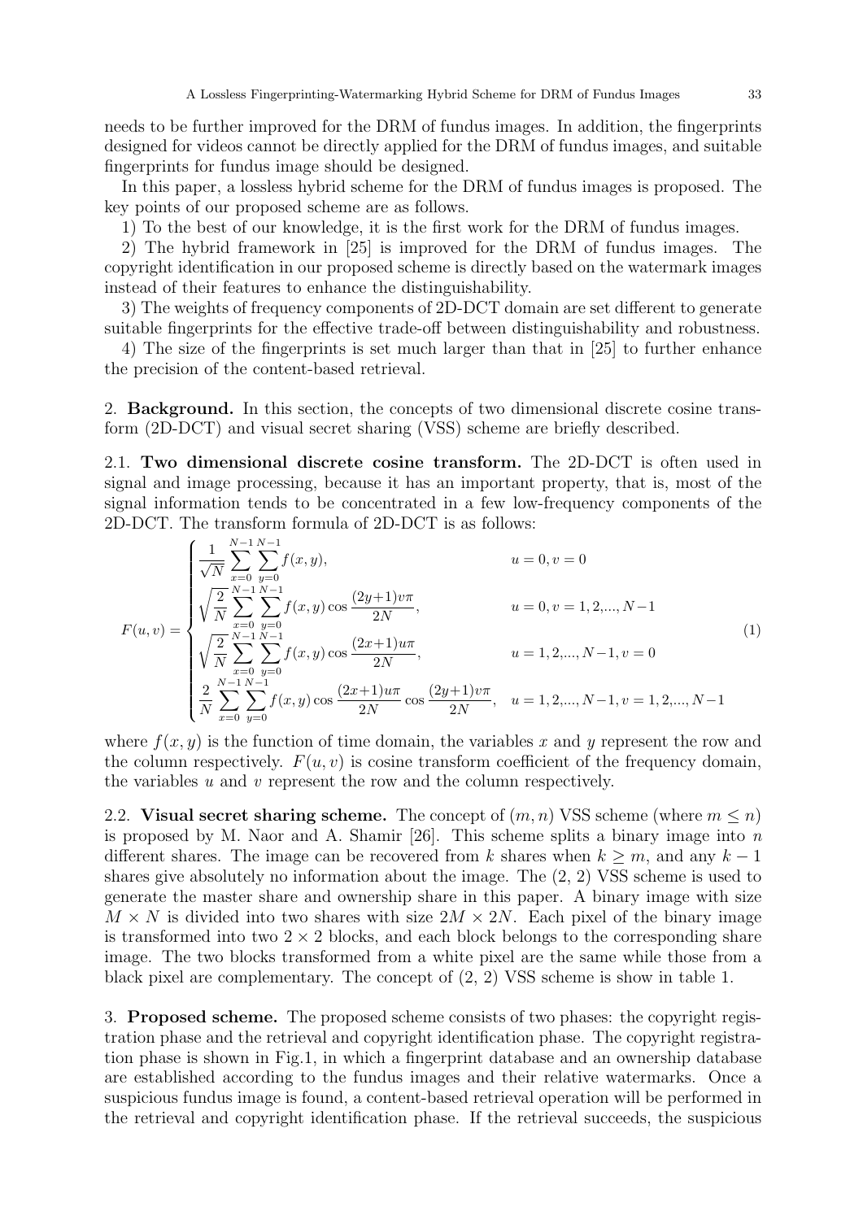needs to be further improved for the DRM of fundus images. In addition, the fingerprints designed for videos cannot be directly applied for the DRM of fundus images, and suitable fingerprints for fundus image should be designed.

In this paper, a lossless hybrid scheme for the DRM of fundus images is proposed. The key points of our proposed scheme are as follows.

1) To the best of our knowledge, it is the first work for the DRM of fundus images.

2) The hybrid framework in [25] is improved for the DRM of fundus images. The copyright identification in our proposed scheme is directly based on the watermark images instead of their features to enhance the distinguishability.

3) The weights of frequency components of 2D-DCT domain are set different to generate suitable fingerprints for the effective trade-off between distinguishability and robustness.

4) The size of the fingerprints is set much larger than that in [25] to further enhance the precision of the content-based retrieval.

## 2. **Background.**

In this section, the concepts of two dimensional discrete cosine transform (2D-DCT) and visual secret sharing (VSS) scheme are briefly described.

### 2.1. **Two dimensional discrete cosine transform.**

The 2D-DCT is often used in signal and image processing, because it has an important property, that is, most of the signal information tends to be concentrated in a few low-frequency components of the 2D-DCT. The transform formula of 2D-DCT is as follows:

$$F(u,v) = \begin{cases} \dfrac{1}{\sqrt{N}} \displaystyle\sum_{x=0}^{N-1}\sum_{y=0}^{N-1} f(x,y), & u=0, v=0 \\ \sqrt{\dfrac{2}{N}} \displaystyle\sum_{x=0}^{N-1}\sum_{y=0}^{N-1} f(x,y)\cos\dfrac{(2y+1)v\pi}{2N}, & u=0, v=1,2,...,N-1 \\ \sqrt{\dfrac{2}{N}} \displaystyle\sum_{x=0}^{N-1}\sum_{y=0}^{N-1} f(x,y)\cos\dfrac{(2x+1)u\pi}{2N}, & u=1,2,...,N-1, v=0 \\ \dfrac{2}{N} \displaystyle\sum_{x=0}^{N-1}\sum_{y=0}^{N-1} f(x,y)\cos\dfrac{(2x+1)u\pi}{2N}\cos\dfrac{(2y+1)v\pi}{2N}, & u=1,2,...,N-1, v=1,2,...,N-1 \end{cases} \tag{1}$$

where $f(x, y)$ is the function of time domain, the variables $x$ and $y$ represent the row and the column respectively. $F(u, v)$ is cosine transform coefficient of the frequency domain, the variables $u$ and $v$ represent the row and the column respectively.

### 2.2. **Visual secret sharing scheme.**

The concept of $(m, n)$ VSS scheme (where $m \leq n$) is proposed by M. Naor and A. Shamir [26]. This scheme splits a binary image into $n$ different shares. The image can be recovered from $k$ shares when $k \geq m$, and any $k - 1$ shares give absolutely no information about the image. The (2, 2) VSS scheme is used to generate the master share and ownership share in this paper. A binary image with size $M \times N$ is divided into two shares with size $2M \times 2N$. Each pixel of the binary image is transformed into two $2 \times 2$ blocks, and each block belongs to the corresponding share image. The two blocks transformed from a white pixel are the same while those from a black pixel are complementary. The concept of (2, 2) VSS scheme is show in table 1.

## 3. **Proposed scheme.**

The proposed scheme consists of two phases: the copyright registration phase and the retrieval and copyright identification phase. The copyright registration phase is shown in Fig.1, in which a fingerprint database and an ownership database are established according to the fundus images and their relative watermarks. Once a suspicious fundus image is found, a content-based retrieval operation will be performed in the retrieval and copyright identification phase. If the retrieval succeeds, the suspicious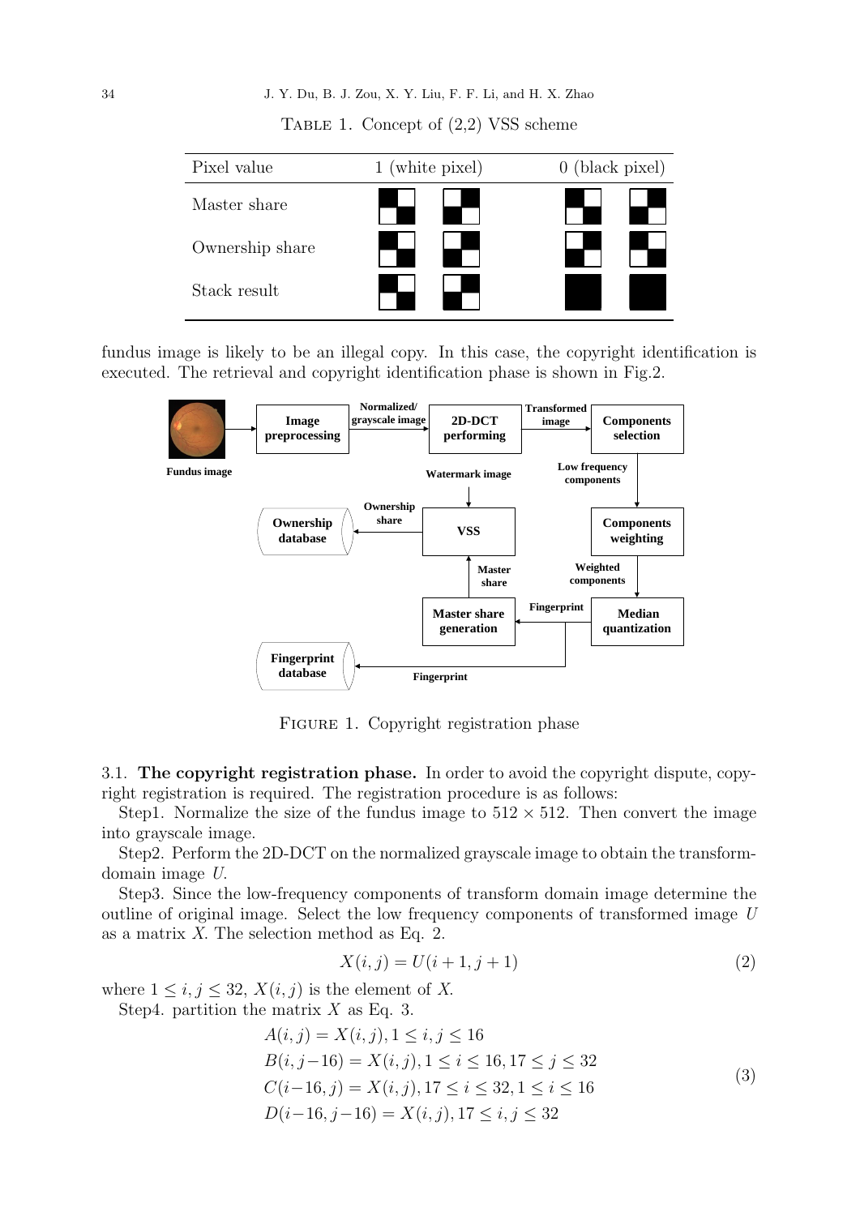TABLE 1. Concept of (2,2) VSS scheme

| Pixel value | 1 (white pixel) | | 0 (black pixel) | |
|---|---|---|---|---|
| Master share | | | | |
| Ownership share | | | | |
| Stack result | | | | |

fundus image is likely to be an illegal copy. In this case, the copyright identification is executed. The retrieval and copyright identification phase is shown in Fig.2.

Fundus image
Image preprocessing
Normalized/ grayscale image
2D-DCT performing
Transformed image
Components selection
Low frequency components
Components weighting
Weighted components
Median quantization
Fingerprint
Master share generation
Master share
VSS
Watermark image
Ownership share
Ownership database
Fingerprint
Fingerprint database

FIGURE 1. Copyright registration phase

3.1. **The copyright registration phase.** In order to avoid the copyright dispute, copyright registration is required. The registration procedure is as follows:

Step1. Normalize the size of the fundus image to $512 \times 512$. Then convert the image into grayscale image.

Step2. Perform the 2D-DCT on the normalized grayscale image to obtain the transform-domain image $U$.

Step3. Since the low-frequency components of transform domain image determine the outline of original image. Select the low frequency components of transformed image $U$ as a matrix $X$. The selection method as Eq. 2.

$$X(i,j) = U(i+1, j+1) \tag{2}$$

where $1 \leq i, j \leq 32$, $X(i,j)$ is the element of $X$.

Step4. partition the matrix $X$ as Eq. 3.

$$\begin{aligned}
&A(i,j) = X(i,j), 1 \leq i,j \leq 16 \\
&B(i,j-16) = X(i,j), 1 \leq i \leq 16, 17 \leq j \leq 32 \\
&C(i-16,j) = X(i,j), 17 \leq i \leq 32, 1 \leq i \leq 16 \\
&D(i-16,j-16) = X(i,j), 17 \leq i,j \leq 32
\end{aligned} \tag{3}$$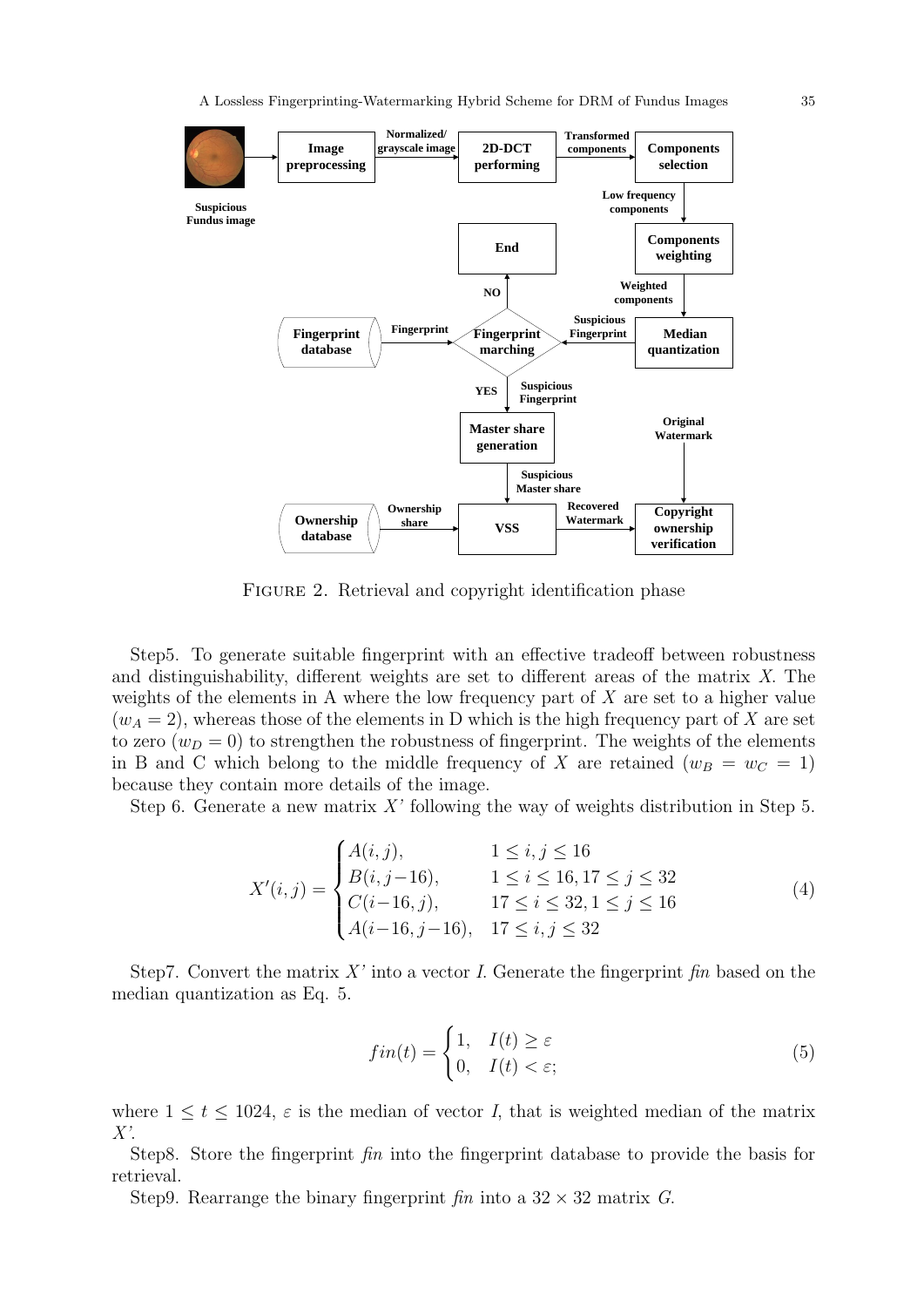Suspicious Fundus image

Image preprocessing

Normalized/ grayscale image

2D-DCT performing

Transformed components

Components selection

Low frequency components

Components weighting

Weighted components

Median quantization

Suspicious Fingerprint

Fingerprint marching

Fingerprint

Fingerprint database

NO

End

YES

Suspicious Fingerprint

Master share generation

Suspicious Master share

VSS

Ownership share

Ownership database

Recovered Watermark

Original Watermark

Copyright ownership verification

FIGURE 2. Retrieval and copyright identification phase

Step5. To generate suitable fingerprint with an effective tradeoff between robustness and distinguishability, different weights are set to different areas of the matrix $X$. The weights of the elements in A where the low frequency part of $X$ are set to a higher value ($w_A = 2$), whereas those of the elements in D which is the high frequency part of $X$ are set to zero ($w_D = 0$) to strengthen the robustness of fingerprint. The weights of the elements in B and C which belong to the middle frequency of $X$ are retained ($w_B = w_C = 1$) because they contain more details of the image.

Step 6. Generate a new matrix $X'$ following the way of weights distribution in Step 5.

$$X'(i,j) = \begin{cases} A(i,j), & 1 \leq i,j \leq 16 \\ B(i,j-16), & 1 \leq i \leq 16, 17 \leq j \leq 32 \\ C(i-16,j), & 17 \leq i \leq 32, 1 \leq j \leq 16 \\ A(i-16,j-16), & 17 \leq i,j \leq 32 \end{cases} \tag{4}$$

Step7. Convert the matrix $X'$ into a vector $I$. Generate the fingerprint *fin* based on the median quantization as Eq. 5.

$$fin(t) = \begin{cases} 1, & I(t) \geq \varepsilon \\ 0, & I(t) < \varepsilon; \end{cases} \tag{5}$$

where $1 \leq t \leq 1024$, $\varepsilon$ is the median of vector $I$, that is weighted median of the matrix $X'$.

Step8. Store the fingerprint *fin* into the fingerprint database to provide the basis for retrieval.

Step9. Rearrange the binary fingerprint *fin* into a $32 \times 32$ matrix $G$.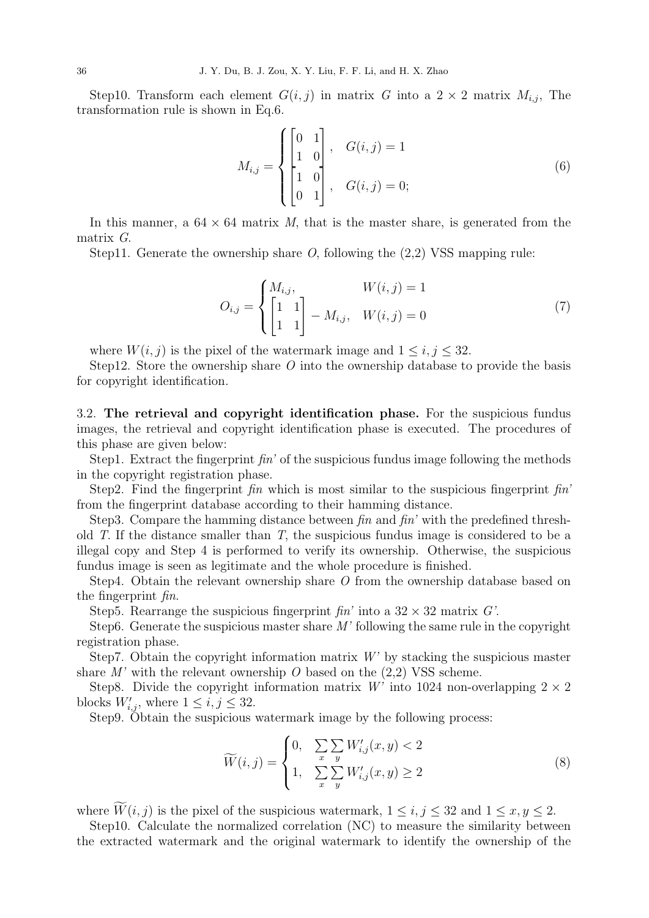Step10. Transform each element $G(i, j)$ in matrix $G$ into a $2 \times 2$ matrix $M_{i,j}$, The transformation rule is shown in Eq.6.

$$M_{i,j} = \begin{cases} \begin{bmatrix} 0 & 1 \\ 1 & 0 \end{bmatrix}, & G(i,j) = 1 \\ \begin{bmatrix} 1 & 0 \\ 0 & 1 \end{bmatrix}, & G(i,j) = 0; \end{cases} \tag{6}$$

In this manner, a $64 \times 64$ matrix $M$, that is the master share, is generated from the matrix $G$.

Step11. Generate the ownership share $O$, following the (2,2) VSS mapping rule:

$$O_{i,j} = \begin{cases} M_{i,j}, & W(i,j) = 1 \\ \begin{bmatrix} 1 & 1 \\ 1 & 1 \end{bmatrix} - M_{i,j}, & W(i,j) = 0 \end{cases} \tag{7}$$

where $W(i, j)$ is the pixel of the watermark image and $1 \leq i, j \leq 32$.

Step12. Store the ownership share $O$ into the ownership database to provide the basis for copyright identification.

3.2. **The retrieval and copyright identification phase.** For the suspicious fundus images, the retrieval and copyright identification phase is executed. The procedures of this phase are given below:

Step1. Extract the fingerprint *fin'* of the suspicious fundus image following the methods in the copyright registration phase.

Step2. Find the fingerprint *fin* which is most similar to the suspicious fingerprint *fin'* from the fingerprint database according to their hamming distance.

Step3. Compare the hamming distance between *fin* and *fin'* with the predefined threshold $T$. If the distance smaller than $T$, the suspicious fundus image is considered to be a illegal copy and Step 4 is performed to verify its ownership. Otherwise, the suspicious fundus image is seen as legitimate and the whole procedure is finished.

Step4. Obtain the relevant ownership share $O$ from the ownership database based on the fingerprint *fin*.

Step5. Rearrange the suspicious fingerprint *fin'* into a $32 \times 32$ matrix $G'$.

Step6. Generate the suspicious master share $M'$ following the same rule in the copyright registration phase.

Step7. Obtain the copyright information matrix $W'$ by stacking the suspicious master share $M'$ with the relevant ownership $O$ based on the (2,2) VSS scheme.

Step8. Divide the copyright information matrix $W'$ into 1024 non-overlapping $2 \times 2$ blocks $W'_{i,j}$, where $1 \leq i, j \leq 32$.

Step9. Obtain the suspicious watermark image by the following process:

$$\widetilde{W}(i,j) = \begin{cases} 0, & \sum_x \sum_y W'_{i,j}(x,y) < 2 \\ 1, & \sum_x \sum_y W'_{i,j}(x,y) \geq 2 \end{cases} \tag{8}$$

where $\widetilde{W}(i, j)$ is the pixel of the suspicious watermark, $1 \leq i, j \leq 32$ and $1 \leq x, y \leq 2$.

Step10. Calculate the normalized correlation (NC) to measure the similarity between the extracted watermark and the original watermark to identify the ownership of the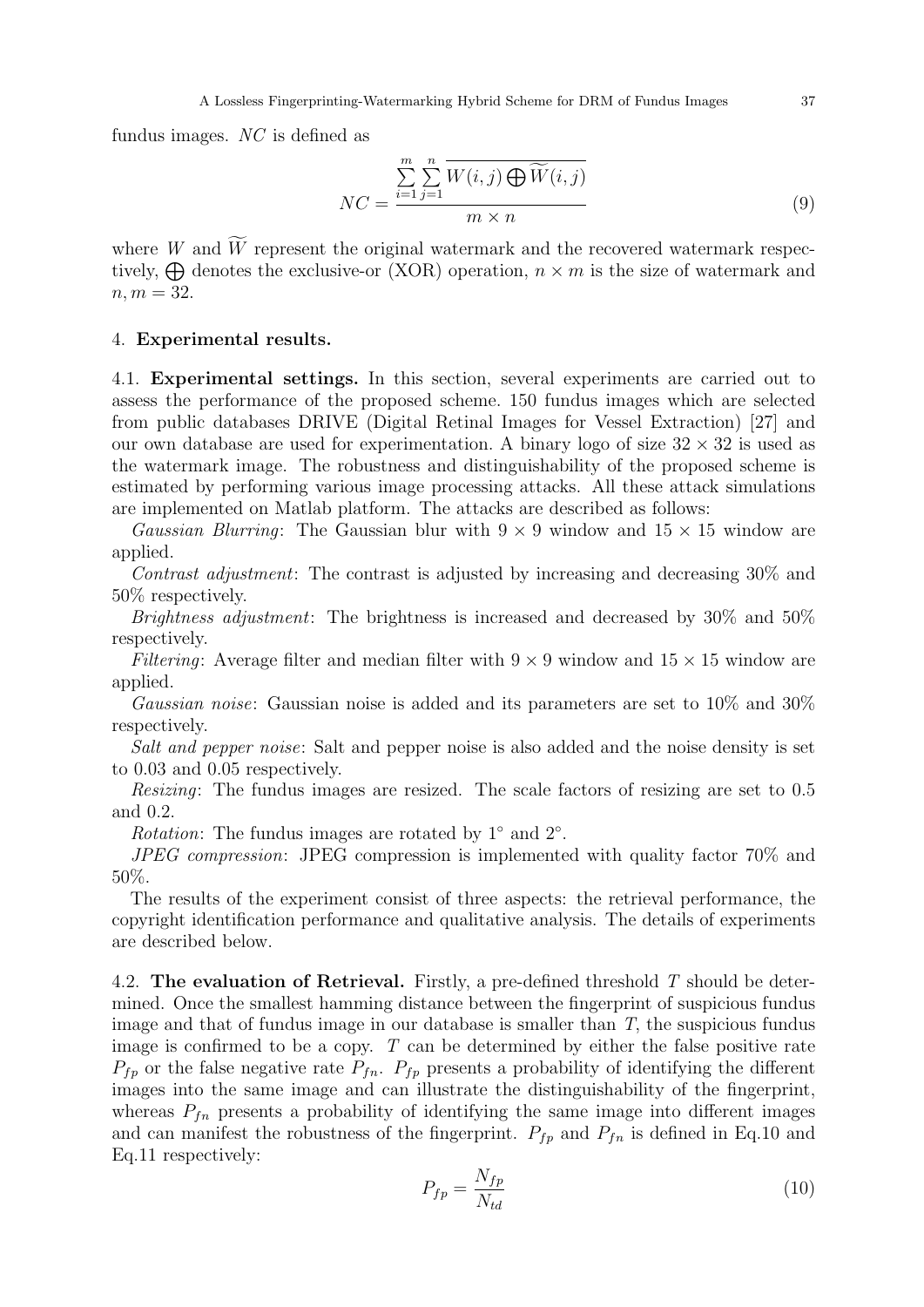fundus images. $NC$ is defined as

$$NC = \frac{\sum_{i=1}^{m}\sum_{j=1}^{n}\overline{W(i,j) \bigoplus \widetilde{W}(i,j)}}{m \times n} \tag{9}$$

where $W$ and $\widetilde{W}$ represent the original watermark and the recovered watermark respectively, $\bigoplus$ denotes the exclusive-or (XOR) operation, $n \times m$ is the size of watermark and $n, m = 32$.

## 4. Experimental results.

**4.1. Experimental settings.** In this section, several experiments are carried out to assess the performance of the proposed scheme. 150 fundus images which are selected from public databases DRIVE (Digital Retinal Images for Vessel Extraction) [27] and our own database are used for experimentation. A binary logo of size $32 \times 32$ is used as the watermark image. The robustness and distinguishability of the proposed scheme is estimated by performing various image processing attacks. All these attack simulations are implemented on Matlab platform. The attacks are described as follows:

*Gaussian Blurring*: The Gaussian blur with $9 \times 9$ window and $15 \times 15$ window are applied.

*Contrast adjustment*: The contrast is adjusted by increasing and decreasing 30% and 50% respectively.

*Brightness adjustment*: The brightness is increased and decreased by 30% and 50% respectively.

*Filtering*: Average filter and median filter with $9 \times 9$ window and $15 \times 15$ window are applied.

*Gaussian noise*: Gaussian noise is added and its parameters are set to 10% and 30% respectively.

*Salt and pepper noise*: Salt and pepper noise is also added and the noise density is set to 0.03 and 0.05 respectively.

*Resizing*: The fundus images are resized. The scale factors of resizing are set to 0.5 and 0.2.

*Rotation*: The fundus images are rotated by $1^\circ$ and $2^\circ$.

*JPEG compression*: JPEG compression is implemented with quality factor 70% and 50%.

The results of the experiment consist of three aspects: the retrieval performance, the copyright identification performance and qualitative analysis. The details of experiments are described below.

**4.2. The evaluation of Retrieval.** Firstly, a pre-defined threshold $T$ should be determined. Once the smallest hamming distance between the fingerprint of suspicious fundus image and that of fundus image in our database is smaller than $T$, the suspicious fundus image is confirmed to be a copy. $T$ can be determined by either the false positive rate $P_{fp}$ or the false negative rate $P_{fn}$. $P_{fp}$ presents a probability of identifying the different images into the same image and can illustrate the distinguishability of the fingerprint, whereas $P_{fn}$ presents a probability of identifying the same image into different images and can manifest the robustness of the fingerprint. $P_{fp}$ and $P_{fn}$ is defined in Eq.10 and Eq.11 respectively:

$$P_{fp} = \frac{N_{fp}}{N_{td}} \tag{10}$$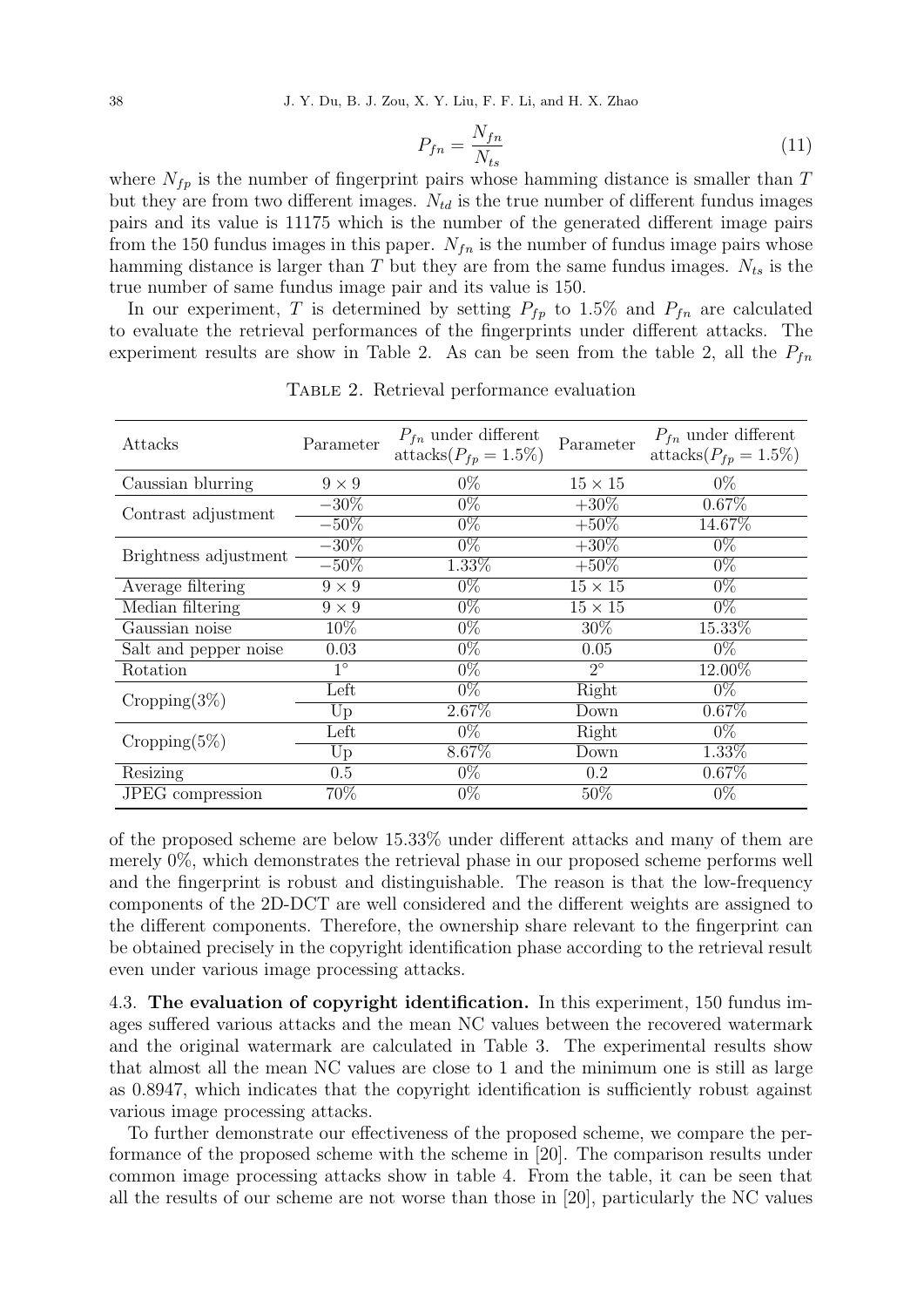$$P_{fn} = \frac{N_{fn}}{N_{ts}} \tag{11}$$

where $N_{fp}$ is the number of fingerprint pairs whose hamming distance is smaller than $T$ but they are from two different images. $N_{td}$ is the true number of different fundus images pairs and its value is 11175 which is the number of the generated different image pairs from the 150 fundus images in this paper. $N_{fn}$ is the number of fundus image pairs whose hamming distance is larger than $T$ but they are from the same fundus images. $N_{ts}$ is the true number of same fundus image pair and its value is 150.

In our experiment, $T$ is determined by setting $P_{fp}$ to 1.5% and $P_{fn}$ are calculated to evaluate the retrieval performances of the fingerprints under different attacks. The experiment results are show in Table 2. As can be seen from the table 2, all the $P_{fn}$ of the proposed scheme are below 15.33% under different attacks and many of them are merely 0%, which demonstrates the retrieval phase in our proposed scheme performs well and the fingerprint is robust and distinguishable. The reason is that the low-frequency components of the 2D-DCT are well considered and the different weights are assigned to the different components. Therefore, the ownership share relevant to the fingerprint can be obtained precisely in the copyright identification phase according to the retrieval result even under various image processing attacks.

Table 2. Retrieval performance evaluation

| Attacks | Parameter | $P_{fn}$ under different attacks($P_{fp} = 1.5\%$) | Parameter | $P_{fn}$ under different attacks($P_{fp} = 1.5\%$) |
|---|---|---|---|---|
| Caussian blurring | $9 \times 9$ | 0% | $15 \times 15$ | 0% |
| Contrast adjustment | −30% | 0% | +30% | 0.67% |
| | −50% | 0% | +50% | 14.67% |
| Brightness adjustment | −30% | 0% | +30% | 0% |
| | −50% | 1.33% | +50% | 0% |
| Average filtering | $9 \times 9$ | 0% | $15 \times 15$ | 0% |
| Median filtering | $9 \times 9$ | 0% | $15 \times 15$ | 0% |
| Gaussian noise | 10% | 0% | 30% | 15.33% |
| Salt and pepper noise | 0.03 | 0% | 0.05 | 0% |
| Rotation | $1^\circ$ | 0% | $2^\circ$ | 12.00% |
| Cropping(3%) | Left | 0% | Right | 0% |
| | Up | 2.67% | Down | 0.67% |
| Cropping(5%) | Left | 0% | Right | 0% |
| | Up | 8.67% | Down | 1.33% |
| Resizing | 0.5 | 0% | 0.2 | 0.67% |
| JPEG compression | 70% | 0% | 50% | 0% |

### 4.3. The evaluation of copyright identification.

In this experiment, 150 fundus images suffered various attacks and the mean NC values between the recovered watermark and the original watermark are calculated in Table 3. The experimental results show that almost all the mean NC values are close to 1 and the minimum one is still as large as 0.8947, which indicates that the copyright identification is sufficiently robust against various image processing attacks.

To further demonstrate our effectiveness of the proposed scheme, we compare the performance of the proposed scheme with the scheme in [20]. The comparison results under common image processing attacks show in table 4. From the table, it can be seen that all the results of our scheme are not worse than those in [20], particularly the NC values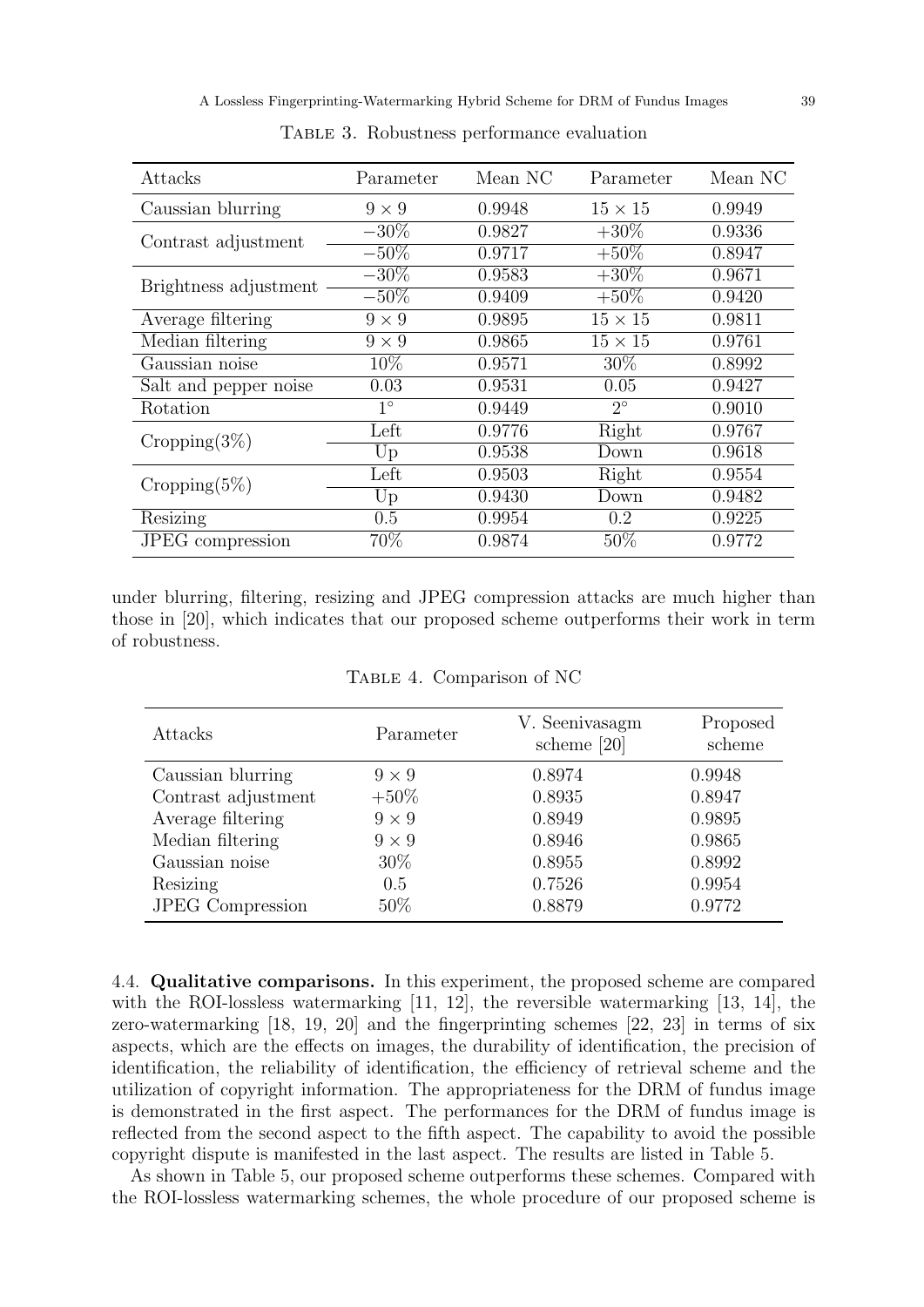Table 3. Robustness performance evaluation

| Attacks | Parameter | Mean NC | Parameter | Mean NC |
|---|---|---|---|---|
| Caussian blurring | $9 \times 9$ | 0.9948 | $15 \times 15$ | 0.9949 |
| Contrast adjustment | $-30\%$ | 0.9827 | $+30\%$ | 0.9336 |
| | $-50\%$ | 0.9717 | $+50\%$ | 0.8947 |
| Brightness adjustment | $-30\%$ | 0.9583 | $+30\%$ | 0.9671 |
| | $-50\%$ | 0.9409 | $+50\%$ | 0.9420 |
| Average filtering | $9 \times 9$ | 0.9895 | $15 \times 15$ | 0.9811 |
| Median filtering | $9 \times 9$ | 0.9865 | $15 \times 15$ | 0.9761 |
| Gaussian noise | 10% | 0.9571 | 30% | 0.8992 |
| Salt and pepper noise | 0.03 | 0.9531 | 0.05 | 0.9427 |
| Rotation | $1^\circ$ | 0.9449 | $2^\circ$ | 0.9010 |
| Cropping(3%) | Left | 0.9776 | Right | 0.9767 |
| | Up | 0.9538 | Down | 0.9618 |
| Cropping(5%) | Left | 0.9503 | Right | 0.9554 |
| | Up | 0.9430 | Down | 0.9482 |
| Resizing | 0.5 | 0.9954 | 0.2 | 0.9225 |
| JPEG compression | 70% | 0.9874 | 50% | 0.9772 |

under blurring, filtering, resizing and JPEG compression attacks are much higher than those in [20], which indicates that our proposed scheme outperforms their work in term of robustness.

Table 4. Comparison of NC

| Attacks | Parameter | V. Seenivasagm scheme [20] | Proposed scheme |
|---|---|---|---|
| Caussian blurring | $9 \times 9$ | 0.8974 | 0.9948 |
| Contrast adjustment | $+50\%$ | 0.8935 | 0.8947 |
| Average filtering | $9 \times 9$ | 0.8949 | 0.9895 |
| Median filtering | $9 \times 9$ | 0.8946 | 0.9865 |
| Gaussian noise | 30% | 0.8955 | 0.8992 |
| Resizing | 0.5 | 0.7526 | 0.9954 |
| JPEG Compression | 50% | 0.8879 | 0.9772 |

4.4. **Qualitative comparisons.** In this experiment, the proposed scheme are compared with the ROI-lossless watermarking [11, 12], the reversible watermarking [13, 14], the zero-watermarking [18, 19, 20] and the fingerprinting schemes [22, 23] in terms of six aspects, which are the effects on images, the durability of identification, the precision of identification, the reliability of identification, the efficiency of retrieval scheme and the utilization of copyright information. The appropriateness for the DRM of fundus image is demonstrated in the first aspect. The performances for the DRM of fundus image is reflected from the second aspect to the fifth aspect. The capability to avoid the possible copyright dispute is manifested in the last aspect. The results are listed in Table 5.

As shown in Table 5, our proposed scheme outperforms these schemes. Compared with the ROI-lossless watermarking schemes, the whole procedure of our proposed scheme is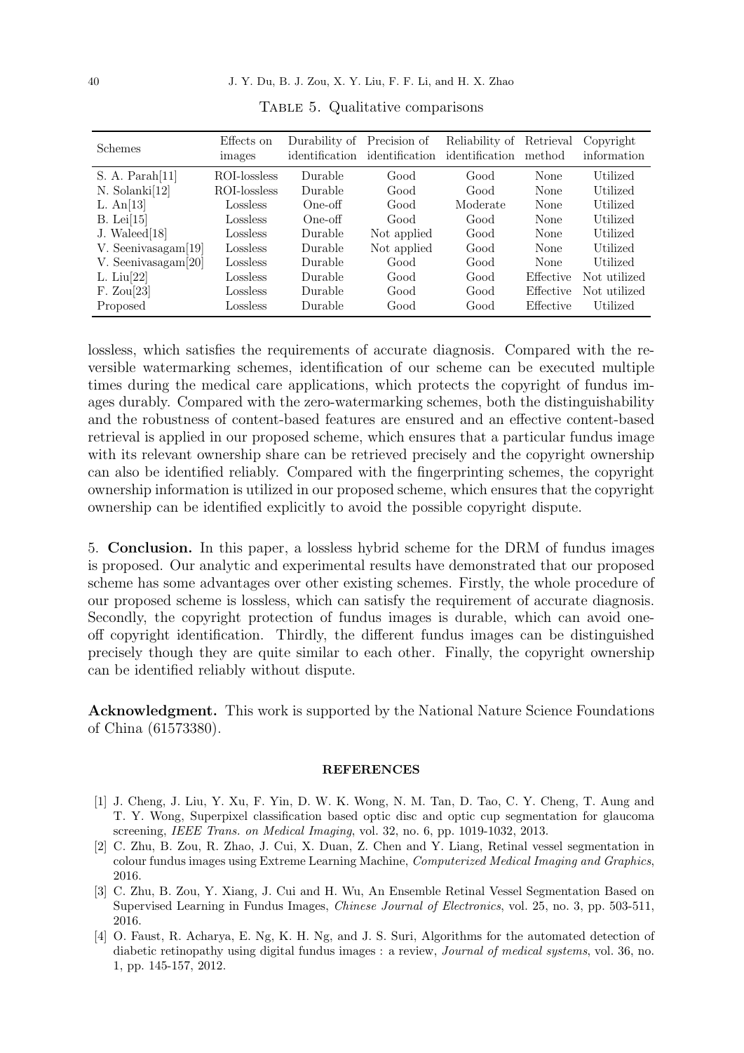Table 5. Qualitative comparisons

| Schemes | Effects on images | Durability of identification | Precision of identification | Reliability of identification | Retrieval method | Copyright information |
|---|---|---|---|---|---|---|
| S. A. Parah[11] | ROI-lossless | Durable | Good | Good | None | Utilized |
| N. Solanki[12] | ROI-lossless | Durable | Good | Good | None | Utilized |
| L. An[13] | Lossless | One-off | Good | Moderate | None | Utilized |
| B. Lei[15] | Lossless | One-off | Good | Good | None | Utilized |
| J. Waleed[18] | Lossless | Durable | Not applied | Good | None | Utilized |
| V. Seenivasagam[19] | Lossless | Durable | Not applied | Good | None | Utilized |
| V. Seenivasagam[20] | Lossless | Durable | Good | Good | None | Utilized |
| L. Liu[22] | Lossless | Durable | Good | Good | Effective | Not utilized |
| F. Zou[23] | Lossless | Durable | Good | Good | Effective | Not utilized |
| Proposed | Lossless | Durable | Good | Good | Effective | Utilized |

lossless, which satisfies the requirements of accurate diagnosis. Compared with the reversible watermarking schemes, identification of our scheme can be executed multiple times during the medical care applications, which protects the copyright of fundus images durably. Compared with the zero-watermarking schemes, both the distinguishability and the robustness of content-based features are ensured and an effective content-based retrieval is applied in our proposed scheme, which ensures that a particular fundus image with its relevant ownership share can be retrieved precisely and the copyright ownership can also be identified reliably. Compared with the fingerprinting schemes, the copyright ownership information is utilized in our proposed scheme, which ensures that the copyright ownership can be identified explicitly to avoid the possible copyright dispute.

## 5. Conclusion.

In this paper, a lossless hybrid scheme for the DRM of fundus images is proposed. Our analytic and experimental results have demonstrated that our proposed scheme has some advantages over other existing schemes. Firstly, the whole procedure of our proposed scheme is lossless, which can satisfy the requirement of accurate diagnosis. Secondly, the copyright protection of fundus images is durable, which can avoid one-off copyright identification. Thirdly, the different fundus images can be distinguished precisely though they are quite similar to each other. Finally, the copyright ownership can be identified reliably without dispute.

**Acknowledgment.** This work is supported by the National Nature Science Foundations of China (61573380).

## REFERENCES

[1] J. Cheng, J. Liu, Y. Xu, F. Yin, D. W. K. Wong, N. M. Tan, D. Tao, C. Y. Cheng, T. Aung and T. Y. Wong, Superpixel classification based optic disc and optic cup segmentation for glaucoma screening, *IEEE Trans. on Medical Imaging*, vol. 32, no. 6, pp. 1019-1032, 2013.

[2] C. Zhu, B. Zou, R. Zhao, J. Cui, X. Duan, Z. Chen and Y. Liang, Retinal vessel segmentation in colour fundus images using Extreme Learning Machine, *Computerized Medical Imaging and Graphics*, 2016.

[3] C. Zhu, B. Zou, Y. Xiang, J. Cui and H. Wu, An Ensemble Retinal Vessel Segmentation Based on Supervised Learning in Fundus Images, *Chinese Journal of Electronics*, vol. 25, no. 3, pp. 503-511, 2016.

[4] O. Faust, R. Acharya, E. Ng, K. H. Ng, and J. S. Suri, Algorithms for the automated detection of diabetic retinopathy using digital fundus images : a review, *Journal of medical systems*, vol. 36, no. 1, pp. 145-157, 2012.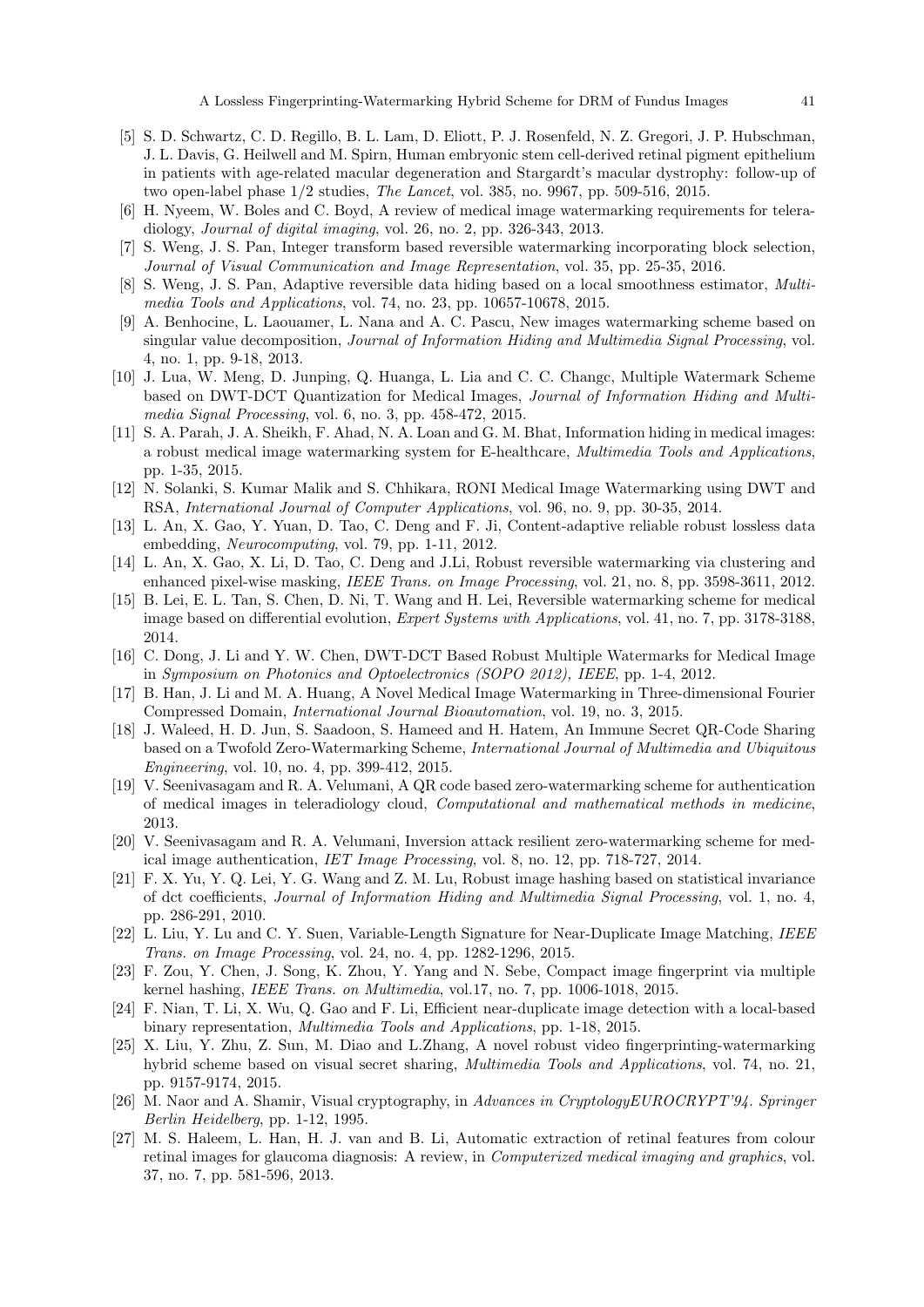[5] S. D. Schwartz, C. D. Regillo, B. L. Lam, D. Eliott, P. J. Rosenfeld, N. Z. Gregori, J. P. Hubschman, J. L. Davis, G. Heilwell and M. Spirn, Human embryonic stem cell-derived retinal pigment epithelium in patients with age-related macular degeneration and Stargardt's macular dystrophy: follow-up of two open-label phase 1/2 studies, *The Lancet*, vol. 385, no. 9967, pp. 509-516, 2015.

[6] H. Nyeem, W. Boles and C. Boyd, A review of medical image watermarking requirements for teleradiology, *Journal of digital imaging*, vol. 26, no. 2, pp. 326-343, 2013.

[7] S. Weng, J. S. Pan, Integer transform based reversible watermarking incorporating block selection, *Journal of Visual Communication and Image Representation*, vol. 35, pp. 25-35, 2016.

[8] S. Weng, J. S. Pan, Adaptive reversible data hiding based on a local smoothness estimator, *Multimedia Tools and Applications*, vol. 74, no. 23, pp. 10657-10678, 2015.

[9] A. Benhocine, L. Laouamer, L. Nana and A. C. Pascu, New images watermarking scheme based on singular value decomposition, *Journal of Information Hiding and Multimedia Signal Processing*, vol. 4, no. 1, pp. 9-18, 2013.

[10] J. Lua, W. Meng, D. Junping, Q. Huanga, L. Lia and C. C. Changc, Multiple Watermark Scheme based on DWT-DCT Quantization for Medical Images, *Journal of Information Hiding and Multimedia Signal Processing*, vol. 6, no. 3, pp. 458-472, 2015.

[11] S. A. Parah, J. A. Sheikh, F. Ahad, N. A. Loan and G. M. Bhat, Information hiding in medical images: a robust medical image watermarking system for E-healthcare, *Multimedia Tools and Applications*, pp. 1-35, 2015.

[12] N. Solanki, S. Kumar Malik and S. Chhikara, RONI Medical Image Watermarking using DWT and RSA, *International Journal of Computer Applications*, vol. 96, no. 9, pp. 30-35, 2014.

[13] L. An, X. Gao, Y. Yuan, D. Tao, C. Deng and F. Ji, Content-adaptive reliable robust lossless data embedding, *Neurocomputing*, vol. 79, pp. 1-11, 2012.

[14] L. An, X. Gao, X. Li, D. Tao, C. Deng and J.Li, Robust reversible watermarking via clustering and enhanced pixel-wise masking, *IEEE Trans. on Image Processing*, vol. 21, no. 8, pp. 3598-3611, 2012.

[15] B. Lei, E. L. Tan, S. Chen, D. Ni, T. Wang and H. Lei, Reversible watermarking scheme for medical image based on differential evolution, *Expert Systems with Applications*, vol. 41, no. 7, pp. 3178-3188, 2014.

[16] C. Dong, J. Li and Y. W. Chen, DWT-DCT Based Robust Multiple Watermarks for Medical Image in *Symposium on Photonics and Optoelectronics (SOPO 2012), IEEE*, pp. 1-4, 2012.

[17] B. Han, J. Li and M. A. Huang, A Novel Medical Image Watermarking in Three-dimensional Fourier Compressed Domain, *International Journal Bioautomation*, vol. 19, no. 3, 2015.

[18] J. Waleed, H. D. Jun, S. Saadoon, S. Hameed and H. Hatem, An Immune Secret QR-Code Sharing based on a Twofold Zero-Watermarking Scheme, *International Journal of Multimedia and Ubiquitous Engineering*, vol. 10, no. 4, pp. 399-412, 2015.

[19] V. Seenivasagam and R. A. Velumani, A QR code based zero-watermarking scheme for authentication of medical images in teleradiology cloud, *Computational and mathematical methods in medicine*, 2013.

[20] V. Seenivasagam and R. A. Velumani, Inversion attack resilient zero-watermarking scheme for medical image authentication, *IET Image Processing*, vol. 8, no. 12, pp. 718-727, 2014.

[21] F. X. Yu, Y. Q. Lei, Y. G. Wang and Z. M. Lu, Robust image hashing based on statistical invariance of dct coefficients, *Journal of Information Hiding and Multimedia Signal Processing*, vol. 1, no. 4, pp. 286-291, 2010.

[22] L. Liu, Y. Lu and C. Y. Suen, Variable-Length Signature for Near-Duplicate Image Matching, *IEEE Trans. on Image Processing*, vol. 24, no. 4, pp. 1282-1296, 2015.

[23] F. Zou, Y. Chen, J. Song, K. Zhou, Y. Yang and N. Sebe, Compact image fingerprint via multiple kernel hashing, *IEEE Trans. on Multimedia*, vol.17, no. 7, pp. 1006-1018, 2015.

[24] F. Nian, T. Li, X. Wu, Q. Gao and F. Li, Efficient near-duplicate image detection with a local-based binary representation, *Multimedia Tools and Applications*, pp. 1-18, 2015.

[25] X. Liu, Y. Zhu, Z. Sun, M. Diao and L.Zhang, A novel robust video fingerprinting-watermarking hybrid scheme based on visual secret sharing, *Multimedia Tools and Applications*, vol. 74, no. 21, pp. 9157-9174, 2015.

[26] M. Naor and A. Shamir, Visual cryptography, in *Advances in CryptologyEUROCRYPT'94. Springer Berlin Heidelberg*, pp. 1-12, 1995.

[27] M. S. Haleem, L. Han, H. J. van and B. Li, Automatic extraction of retinal features from colour retinal images for glaucoma diagnosis: A review, in *Computerized medical imaging and graphics*, vol. 37, no. 7, pp. 581-596, 2013.